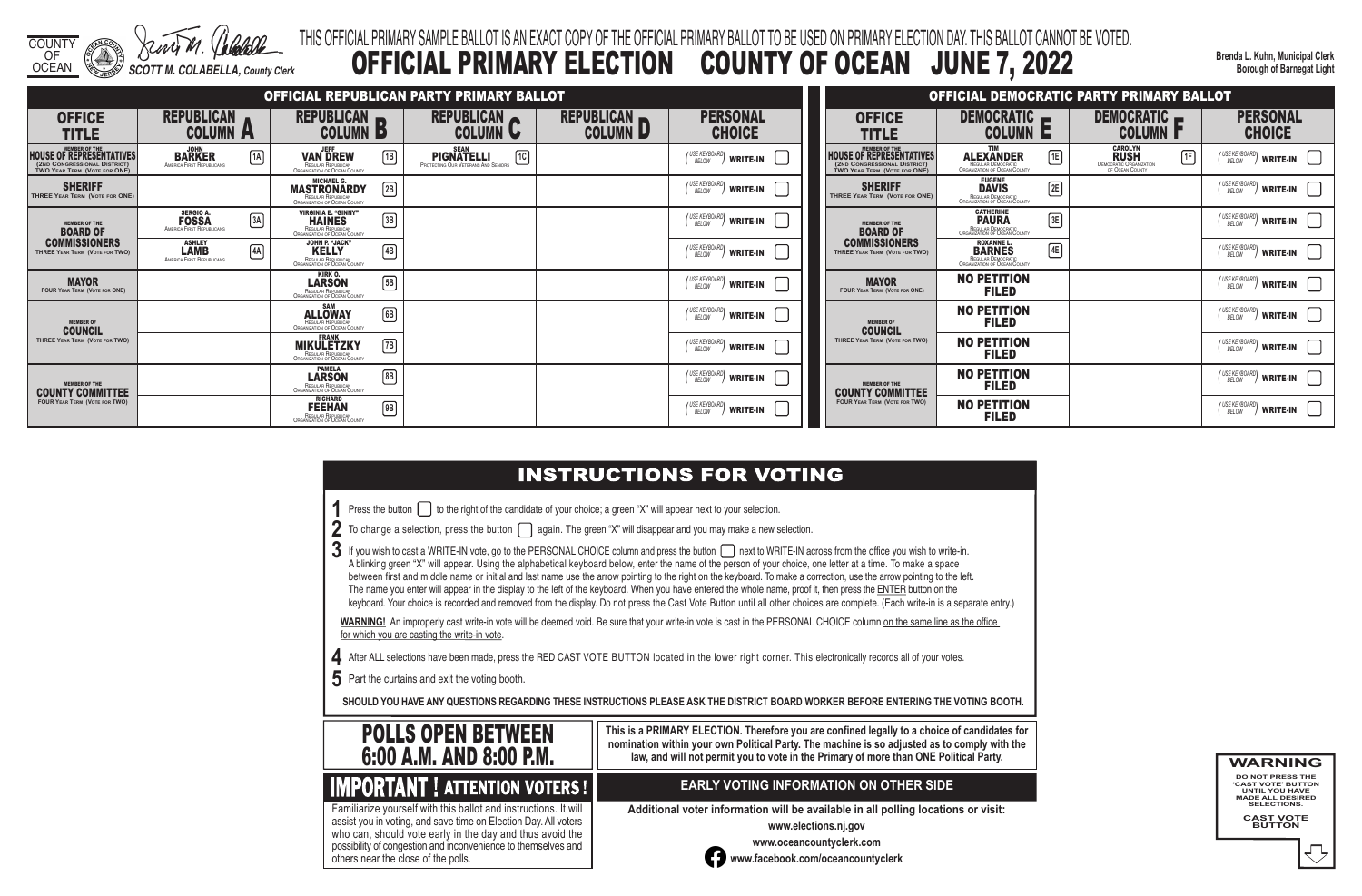COUNTY OF OCEAN

SCOTT M. COLABELLA, County Clerk

THIS OFFICIAL PRIMARY SAMPLE BALLOT IS AN EXACT COPY OF THE OFFICIAL PRIMARY BALLOT TO BE USED ON PRIMARY ELECTION DAY. THIS BALLOT CANNOT BE VOTED.

# OFFICIAL PRIMARY ELECTION COUNTY OF OCEAN JUNE 7, 2022

Brenda L. Kuhn, Municipal Clerk
Borough of Barnegat Light

## OFFICIAL REPUBLICAN PARTY PRIMARY BALLOT

| OFFICE TITLE | REPUBLICAN COLUMN A | REPUBLICAN COLUMN B | REPUBLICAN COLUMN C | REPUBLICAN COLUMN D | PERSONAL CHOICE |
|---|---|---|---|---|---|
| MEMBER OF THE HOUSE OF REPRESENTATIVES (2ND CONGRESSIONAL DISTRICT) TWO YEAR TERM (VOTE FOR ONE) | 1A JOHN BARKER America First Republicans | 1B JEFF VAN DREW Regular Republican Organization of Ocean County | 1C SEAN PIGNATELLI Protecting Our Veterans and Seniors | | (USE KEYBOARD BELOW) WRITE-IN |
| SHERIFF THREE YEAR TERM (VOTE FOR ONE) | | 2B MICHAEL G. MASTRONARDY Regular Republican Organization of Ocean County | | | (USE KEYBOARD BELOW) WRITE-IN |
| MEMBER OF THE BOARD OF COMMISSIONERS THREE YEAR TERM (VOTE FOR TWO) | 3A SERGIO A. FOSSA America First Republicans | 3B VIRGINIA E. "GINNY" HAINES Regular Republican Organization of Ocean County | | | (USE KEYBOARD BELOW) WRITE-IN |
| | 4A ASHLEY LAMB America First Republicans | 4B JOHN P. "JACK" KELLY Regular Republican Organization of Ocean County | | | (USE KEYBOARD BELOW) WRITE-IN |
| MAYOR FOUR YEAR TERM (VOTE FOR ONE) | | 5B KIRK O. LARSON Regular Republican Organization of Ocean County | | | (USE KEYBOARD BELOW) WRITE-IN |
| MEMBER OF COUNCIL THREE YEAR TERM (VOTE FOR TWO) | | 6B SAM ALLOWAY Regular Republican Organization of Ocean County | | | (USE KEYBOARD BELOW) WRITE-IN |
| | | 7B FRANK MIKULETZKY Regular Republican Organization of Ocean County | | | (USE KEYBOARD BELOW) WRITE-IN |
| MEMBER OF THE COUNTY COMMITTEE FOUR YEAR TERM (VOTE FOR TWO) | | 8B PAMELA LARSON Regular Republican Organization of Ocean County | | | (USE KEYBOARD BELOW) WRITE-IN |
| | | 9B RICHARD FEEHAN Regular Republican Organization of Ocean County | | | (USE KEYBOARD BELOW) WRITE-IN |

## OFFICIAL DEMOCRATIC PARTY PRIMARY BALLOT

| OFFICE TITLE | DEMOCRATIC COLUMN E | DEMOCRATIC COLUMN F | PERSONAL CHOICE |
|---|---|---|---|
| MEMBER OF THE HOUSE OF REPRESENTATIVES (2ND CONGRESSIONAL DISTRICT) TWO YEAR TERM (VOTE FOR ONE) | 1E TIM ALEXANDER Regular Democratic Organization of Ocean County | 1F CAROLYN RUSH Democratic Organization of Ocean County | (USE KEYBOARD BELOW) WRITE-IN |
| SHERIFF THREE YEAR TERM (VOTE FOR ONE) | 2E EUGENE DAVIS Regular Democratic Organization of Ocean County | | (USE KEYBOARD BELOW) WRITE-IN |
| MEMBER OF THE BOARD OF COMMISSIONERS THREE YEAR TERM (VOTE FOR TWO) | 3E CATHERINE PAURA Regular Democratic Organization of Ocean County | | (USE KEYBOARD BELOW) WRITE-IN |
| | 4E ROXANNE L. BARNES Regular Democratic Organization of Ocean County | | (USE KEYBOARD BELOW) WRITE-IN |
| MAYOR FOUR YEAR TERM (VOTE FOR ONE) | NO PETITION FILED | | (USE KEYBOARD BELOW) WRITE-IN |
| MEMBER OF COUNCIL THREE YEAR TERM (VOTE FOR TWO) | NO PETITION FILED | | (USE KEYBOARD BELOW) WRITE-IN |
| | NO PETITION FILED | | (USE KEYBOARD BELOW) WRITE-IN |
| MEMBER OF THE COUNTY COMMITTEE FOUR YEAR TERM (VOTE FOR TWO) | NO PETITION FILED | | (USE KEYBOARD BELOW) WRITE-IN |
| | NO PETITION FILED | | (USE KEYBOARD BELOW) WRITE-IN |

## INSTRUCTIONS FOR VOTING

1. Press the button ▢ to the right of the candidate of your choice; a green "X" will appear next to your selection.
2. To change a selection, press the button ▢ again. The green "X" will disappear and you may make a new selection.
3. If you wish to cast a WRITE-IN vote, go to the PERSONAL CHOICE column and press the button ▢ next to WRITE-IN across from the office you wish to write-in. A blinking green "X" will appear. Using the alphabetical keyboard below, enter the name of the person of your choice, one letter at a time. To make a space between first and middle name or initial and last name use the arrow pointing to the right on the keyboard. To make a correction, use the arrow pointing to the left. The name you enter will appear in the display to the left of the keyboard. When you have entered the whole name, proof it, then press the ENTER button on the keyboard. Your choice is recorded and removed from the display. Do not press the Cast Vote Button until all other choices are complete. (Each write-in is a separate entry.)

**WARNING!** An improperly cast write-in vote will be deemed void. Be sure that your write-in vote is cast in the PERSONAL CHOICE column on the same line as the office for which you are casting the write-in vote.

4. After ALL selections have been made, press the RED CAST VOTE BUTTON located in the lower right corner. This electronically records all of your votes.
5. Part the curtains and exit the voting booth.

**SHOULD YOU HAVE ANY QUESTIONS REGARDING THESE INSTRUCTIONS PLEASE ASK THE DISTRICT BOARD WORKER BEFORE ENTERING THE VOTING BOOTH.**

## POLLS OPEN BETWEEN 6:00 A.M. AND 8:00 P.M.

**This is a PRIMARY ELECTION. Therefore you are confined legally to a choice of candidates for nomination within your own Political Party. The machine is so adjusted as to comply with the law, and will not permit you to vote in the Primary of more than ONE Political Party.**

## IMPORTANT ! ATTENTION VOTERS !

Familiarize yourself with this ballot and instructions. It will assist you in voting, and save time on Election Day. All voters who can, should vote early in the day and thus avoid the possibility of congestion and inconvenience to themselves and others near the close of the polls.

## EARLY VOTING INFORMATION ON OTHER SIDE

**Additional voter information will be available in all polling locations or visit:**

**www.elections.nj.gov**

**www.oceancountyclerk.com**

**www.facebook.com/oceancountyclerk**

**WARNING**

DO NOT PRESS THE 'CAST VOTE' BUTTON UNTIL YOU HAVE MADE ALL DESIRED SELECTIONS.

CAST VOTE BUTTON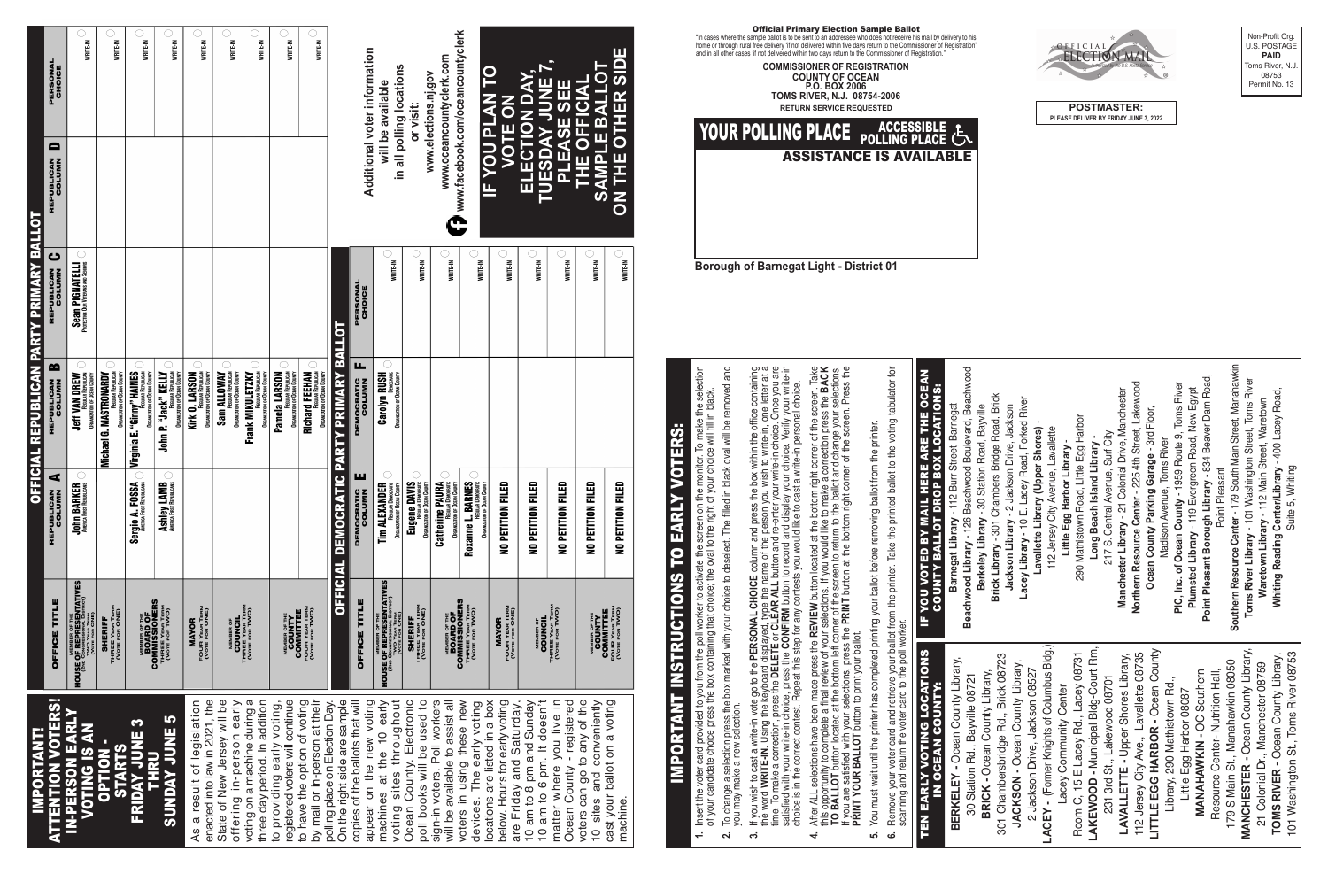## IMPORTANT! ATTENTION VOTERS! IN-PERSON EARLY VOTING IS AN OPTION - STARTS FRIDAY JUNE 3 THRU SUNDAY JUNE 5

As a result of legislation enacted into law in 2021, the State of New Jersey will be offering in-person early voting on a machine during a three day period. In addition to providing early voting, registered voters will continue to have the option of voting by mail or in-person at their polling place on Election Day. On the right side are sample copies of the ballots that will appear on the new voting machines at the 10 early voting sites throughout Ocean County. Electronic poll books will be used to sign-in voters. Poll workers will be available to assist all voters in using these new devices. The early voting locations are listed in a box below. Hours for early voting are Friday and Saturday, 10 am to 8 pm and Sunday 10 am to 6 pm. It doesn't matter where you live in Ocean County - registered voters can go to any of the 10 sites and conveniently cast your ballot on a voting machine.

## OFFICIAL REPUBLICAN PARTY PRIMARY BALLOT

| OFFICE TITLE | REPUBLICAN COLUMN A | REPUBLICAN COLUMN B | REPUBLICAN COLUMN C | REPUBLICAN COLUMN D | PERSONAL CHOICE |
|---|---|---|---|---|---|
| MEMBER OF THE HOUSE OF REPRESENTATIVES (2nd Congressional District) (Vote for ONE) | John BARKER — America First Republicans | Jeff VAN DREW — Regular Republican Organization of Ocean County | Sean PIGNATELLI — Protecting Our Veterans and Seniors | | WRITE-IN |
| SHERIFF THREE Year Term (Vote for ONE) | | Michael G. MASTRONARDY — Regular Republican Organization of Ocean County | | | WRITE-IN |
| MEMBER OF THE BOARD OF COMMISSIONERS THREE Year Term (Vote for TWO) | Sergio A. FOSSA — America First Republicans | Virginia E. "Ginny" HAINES — Regular Republican Organization of Ocean County | | | WRITE-IN |
| | Ashley LAMB — America First Republicans | John P. "Jack" KELLY — Regular Republican Organization of Ocean County | | | WRITE-IN |
| MAYOR FOUR Year Term (Vote for ONE) | | Kirk O. LARSON — Regular Republican | | | WRITE-IN |
| MEMBER OF COUNCIL THREE Year Term (Vote for TWO) | | Sam ALLOWAY — Regular Republican Organization of Ocean County | | | WRITE-IN |
| | | Frank MIKULETZKY — Regular Republican Organization of Ocean County | | | WRITE-IN |
| MEMBER OF THE COUNTY COMMITTEE FOUR Year Term (Vote for TWO) | | Pamela LARSON — Regular Republican Organization of Ocean County | | | WRITE-IN |
| | | Richard FEEHAN — Regular Republican Organization of Ocean County | | | WRITE-IN |

## OFFICIAL DEMOCRATIC PARTY PRIMARY BALLOT

| OFFICE TITLE | DEMOCRATIC COLUMN E | DEMOCRATIC COLUMN F | PERSONAL CHOICE |
|---|---|---|---|
| MEMBER OF THE HOUSE OF REPRESENTATIVES (2nd Congressional District) (Vote for ONE) | Tim ALEXANDER — Regular Democratic Organization of Ocean County | Carolyn RUSH — Democratic Organization of Ocean County | WRITE-IN |
| SHERIFF THREE Year Term (Vote for ONE) | Eugene DAVIS — Regular Democratic Organization of Ocean County | | WRITE-IN |
| MEMBER OF THE BOARD OF COMMISSIONERS THREE Year Term (Vote for TWO) | Catherine PAURA — Regular Democratic Organization of Ocean County | | WRITE-IN |
| | Roxanne L. BARNES — Regular Democratic Organization of Ocean County | | WRITE-IN |
| MAYOR FOUR Year Term (Vote for ONE) | NO PETITION FILED | | WRITE-IN |
| MEMBER OF COUNCIL THREE Year Term (Vote for TWO) | NO PETITION FILED | | WRITE-IN |
| | NO PETITION FILED | | WRITE-IN |
| MEMBER OF THE COUNTY COMMITTEE FOUR Year Term (Vote for TWO) | NO PETITION FILED | | WRITE-IN |
| | NO PETITION FILED | | WRITE-IN |

Additional voter information will be available in all polling locations or visit:
www.elections.nj.gov
www.oceancountyclerk.com
www.facebook.com/oceancountyclerk

**IF YOU PLAN TO VOTE ON ELECTION DAY, TUESDAY JUNE 7, PLEASE SEE THE OFFICIAL SAMPLE BALLOT ON THE OTHER SIDE**

## IMPORTANT INSTRUCTIONS TO EARLY VOTERS:

1. Insert the voter card provided to you from the poll worker to activate the screen on the monitor. To make the selection of your candidate choice press the box containing that choice; the oval to the right of your choice will fill in black.
2. To change a selection press the box marked with your choice to deselect. The filled in black oval will be removed and you may make a new selection.
3. If you wish to cast a write-in vote go to the **PERSONAL CHOICE** column and press the box within the office containing the word **WRITE-IN**. Using the keyboard displayed, type the name of the person you wish to write-in, one letter at a time. To make a correction, press the **DELETE** or **CLEAR ALL** button and re-enter your write-in choice. Once you are satisfied with your write-in choice, press the **CONFIRM** button to record and display your choice. Verify your write-in choice is in the correct contest. Repeat this step for any contests you would like to cast a write-in personal choice.
4. After ALL selections have been made press the **REVIEW** button located at the bottom right corner of the screen. Take this opportunity to complete a final review of your selections. If you would like to make a correction press the **BACK TO BALLOT** button located at the bottom left corner of the screen to return to the ballot and change your selections. If you are satisfied with your selections, press the **PRINT** button at the bottom right corner of the screen. Press the **PRINT YOUR BALLOT** button to print your ballot.
5. You must wait until the printer has completed printing your ballot before removing ballot from the printer.
6. Remove your voter card and retrieve your ballot from the printer. Take the printed ballot to the voting tabulator for scanning and return the voter card to the poll worker.

### TEN EARLY VOTING LOCATIONS IN OCEAN COUNTY:

**BERKELEY** - Ocean County Library, 30 Station Rd., Bayville 08721
**BRICK** - Ocean County Library, 301 Chambersbridge Rd., Brick 08723
**JACKSON** - Ocean County Library, 2 Jackson Drive, Jackson 08527
**LACEY** - (Former Knights of Columbus Bldg.) Lacey Community Center Room C, 15 E Lacey Rd., Lacey 08731
**LAKEWOOD** - Municipal Bldg-Court Rm, 231 3rd St., Lakewood 08701
**LAVALLETTE** - Upper Shores Library, 112 Jersey City Ave., Lavallette 08735
**LITTLE EGG HARBOR** - Ocean County Library, 290 Mathistown Rd., Little Egg Harbor 08087
**MANAHAWKIN** - OC Southern Resource Center- Nutrition Hall, 179 S Main St., Manahawkin 08050
**MANCHESTER** - Ocean County Library, 21 Colonial Dr., Manchester 08759
**TOMS RIVER** - Ocean County Library, 101 Washington St., Toms River 08753

### IF YOU VOTED BY MAIL HERE ARE THE OCEAN COUNTY BALLOT DROP BOX LOCATIONS:

**Barnegat Library** - 112 Burr Street, Barnegat
**Beachwood Library** - 126 Beachwood Boulevard, Beachwood
**Berkeley Library** - 30 Station Road, Bayville
**Brick Library** - 301 Chambers Bridge Road, Brick
**Jackson Library** - 2 Jackson Drive, Jackson
**Lacey Library** - 10 E. Lacey Road, Forked River
**Lavallette Library (Upper Shores)** - 112 Jersey City Avenue, Lavallette
**Little Egg Harbor Library** - 290 Mathistown Road, Little Egg Harbor
**Long Beach Island Library** - 217 S. Central Avenue, Surf City
**Manchester Library** - 21 Colonial Drive, Manchester
**Northern Resource Center** - 225 4th Street, Lakewood
**Ocean County Parking Garage** - 3rd Floor, Madison Avenue, Toms River
**PIC, Inc. of Ocean County** - 1959 Route 9, Toms River
**Plumsted Library** - 119 Evergreen Road, New Egypt
**Point Pleasant Borough Library** - 834 Beaver Dam Road, Point Pleasant
**Southern Resource Center** - 179 South Main Street, Manahawkin
**Toms River Library** - 101 Washington Street, Toms River
**Waretown Library** - 112 Main Street, Waretown
**Whiting Reading Center/Library** - 400 Lacey Road, Suite 5, Whiting

**Official Primary Election Sample Ballot**

"In cases where the sample ballot is to be sent to an addressee who does not receive his mail by delivery to his home or through rural free delivery 'if not delivered within five days return to the Commissioner of Registration' and in all other cases 'if not delivered within two days return to the Commissioner of Registration.'"

**COMMISSIONER OF REGISTRATION**
**COUNTY OF OCEAN**
**P.O. BOX 2006**
**TOMS RIVER, N.J. 08754-2006**
**RETURN SERVICE REQUESTED**

OFFICIAL ELECTION MAIL

Non-Profit Org.
U.S. POSTAGE
**PAID**
Toms River, N.J.
08753
Permit No. 13

**POSTMASTER:**
PLEASE DELIVER BY FRIDAY JUNE 3, 2022

**YOUR POLLING PLACE** — ACCESSIBLE POLLING PLACE
**ASSISTANCE IS AVAILABLE**

**Borough of Barnegat Light - District 01**